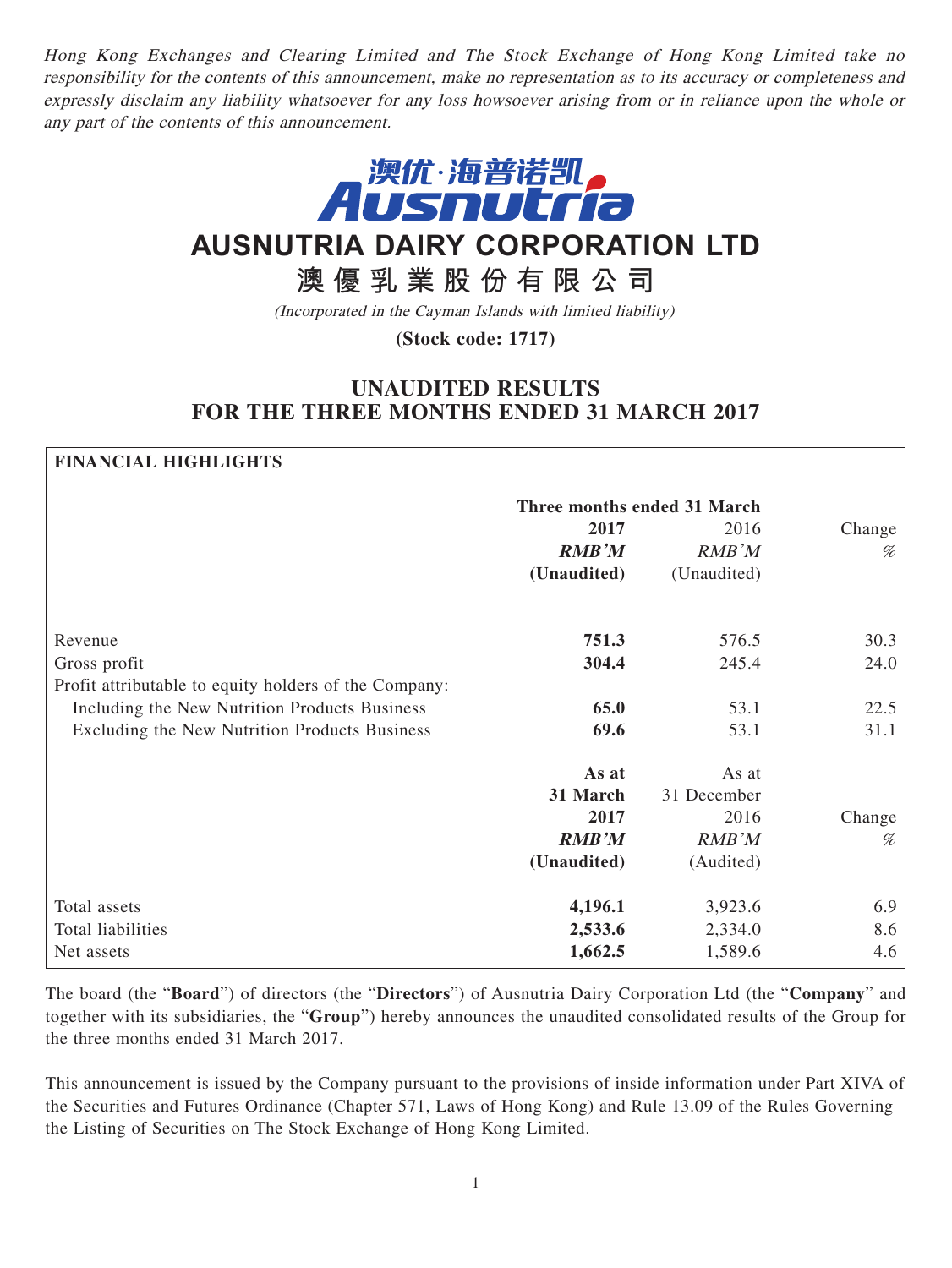*Hong Kong Exchanges and Clearing Limited and The Stock Exchange of Hong Kong Limited take no responsibility for the contents of this announcement, make no representation as to its accuracy or completeness and expressly disclaim any liability whatsoever for any loss howsoever arising from or in reliance upon the whole or any part of the contents of this announcement.*

澳优·海普诺凯
Ausnutria

# AUSNUTRIA DAIRY CORPORATION LTD

# 澳優乳業股份有限公司

*(Incorporated in the Cayman Islands with limited liability)*

**(Stock code: 1717)**

## UNAUDITED RESULTS FOR THE THREE MONTHS ENDED 31 MARCH 2017

**FINANCIAL HIGHLIGHTS**

| | Three months ended 31 March | | |
|---|---|---|---|
| | **2017** | 2016 | Change |
| | ***RMB'M*** | *RMB'M* | *%* |
| | **(Unaudited)** | (Unaudited) | |
| Revenue | **751.3** | 576.5 | 30.3 |
| Gross profit | **304.4** | 245.4 | 24.0 |
| Profit attributable to equity holders of the Company: | | | |
| Including the New Nutrition Products Business | **65.0** | 53.1 | 22.5 |
| Excluding the New Nutrition Products Business | **69.6** | 53.1 | 31.1 |

| | **As at 31 March 2017** | As at 31 December 2016 | Change |
|---|---|---|---|
| | ***RMB'M*** | *RMB'M* | *%* |
| | **(Unaudited)** | (Audited) | |
| Total assets | **4,196.1** | 3,923.6 | 6.9 |
| Total liabilities | **2,533.6** | 2,334.0 | 8.6 |
| Net assets | **1,662.5** | 1,589.6 | 4.6 |

The board (the "**Board**") of directors (the "**Directors**") of Ausnutria Dairy Corporation Ltd (the "**Company**" and together with its subsidiaries, the "**Group**") hereby announces the unaudited consolidated results of the Group for the three months ended 31 March 2017.

This announcement is issued by the Company pursuant to the provisions of inside information under Part XIVA of the Securities and Futures Ordinance (Chapter 571, Laws of Hong Kong) and Rule 13.09 of the Rules Governing the Listing of Securities on The Stock Exchange of Hong Kong Limited.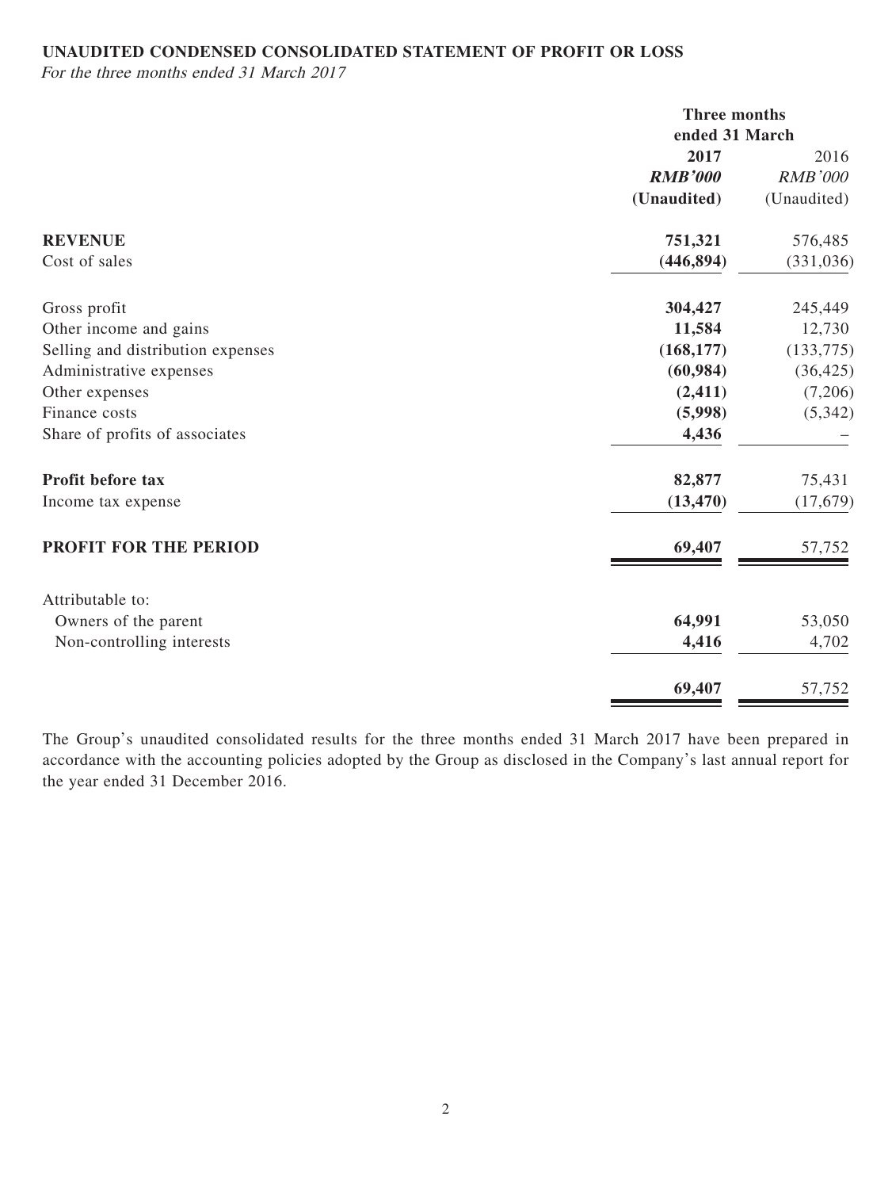**UNAUDITED CONDENSED CONSOLIDATED STATEMENT OF PROFIT OR LOSS**

*For the three months ended 31 March 2017*

| | Three months ended 31 March | |
|---|---|---|
| | **2017** | 2016 |
| | ***RMB'000*** | *RMB'000* |
| | **(Unaudited)** | (Unaudited) |
| **REVENUE** | **751,321** | 576,485 |
| Cost of sales | **(446,894)** | (331,036) |
| Gross profit | **304,427** | 245,449 |
| Other income and gains | **11,584** | 12,730 |
| Selling and distribution expenses | **(168,177)** | (133,775) |
| Administrative expenses | **(60,984)** | (36,425) |
| Other expenses | **(2,411)** | (7,206) |
| Finance costs | **(5,998)** | (5,342) |
| Share of profits of associates | **4,436** | – |
| **Profit before tax** | **82,877** | 75,431 |
| Income tax expense | **(13,470)** | (17,679) |
| **PROFIT FOR THE PERIOD** | **69,407** | 57,752 |
| Attributable to: | | |
| Owners of the parent | **64,991** | 53,050 |
| Non-controlling interests | **4,416** | 4,702 |
| | **69,407** | 57,752 |

The Group's unaudited consolidated results for the three months ended 31 March 2017 have been prepared in accordance with the accounting policies adopted by the Group as disclosed in the Company's last annual report for the year ended 31 December 2016.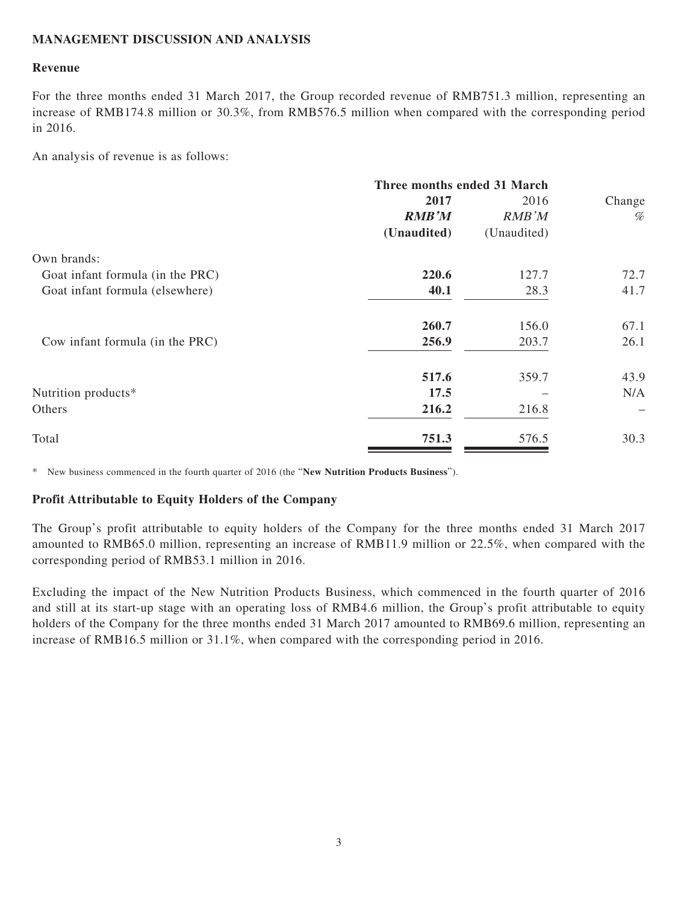## MANAGEMENT DISCUSSION AND ANALYSIS

### Revenue

For the three months ended 31 March 2017, the Group recorded revenue of RMB751.3 million, representing an increase of RMB174.8 million or 30.3%, from RMB576.5 million when compared with the corresponding period in 2016.

An analysis of revenue is as follows:

| | Three months ended 31 March | | |
|---|---|---|---|
| | **2017** | 2016 | Change |
| | ***RMB'M*** | *RMB'M* | *%* |
| | **(Unaudited)** | (Unaudited) | |
| Own brands: | | | |
| Goat infant formula (in the PRC) | **220.6** | 127.7 | 72.7 |
| Goat infant formula (elsewhere) | **40.1** | 28.3 | 41.7 |
| | **260.7** | 156.0 | 67.1 |
| Cow infant formula (in the PRC) | **256.9** | 203.7 | 26.1 |
| | **517.6** | 359.7 | 43.9 |
| Nutrition products* | **17.5** | – | N/A |
| Others | **216.2** | 216.8 | – |
| Total | **751.3** | 576.5 | 30.3 |

\* New business commenced in the fourth quarter of 2016 (the "**New Nutrition Products Business**").

### Profit Attributable to Equity Holders of the Company

The Group's profit attributable to equity holders of the Company for the three months ended 31 March 2017 amounted to RMB65.0 million, representing an increase of RMB11.9 million or 22.5%, when compared with the corresponding period of RMB53.1 million in 2016.

Excluding the impact of the New Nutrition Products Business, which commenced in the fourth quarter of 2016 and still at its start-up stage with an operating loss of RMB4.6 million, the Group's profit attributable to equity holders of the Company for the three months ended 31 March 2017 amounted to RMB69.6 million, representing an increase of RMB16.5 million or 31.1%, when compared with the corresponding period in 2016.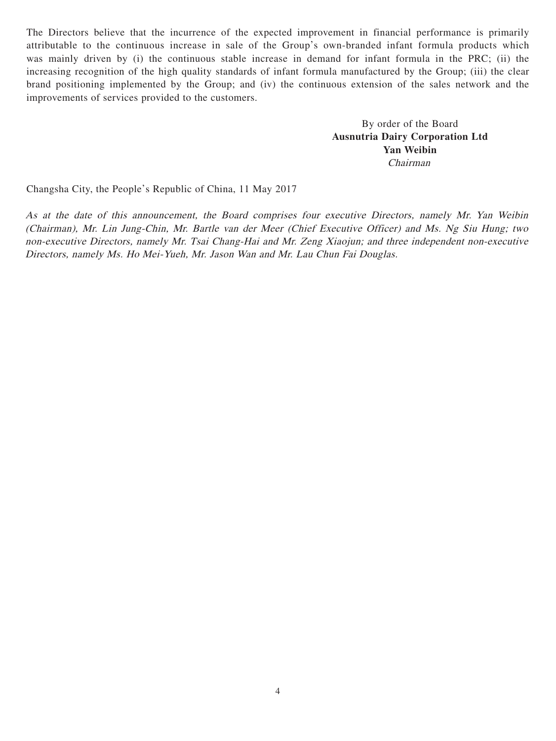The Directors believe that the incurrence of the expected improvement in financial performance is primarily attributable to the continuous increase in sale of the Group's own-branded infant formula products which was mainly driven by (i) the continuous stable increase in demand for infant formula in the PRC; (ii) the increasing recognition of the high quality standards of infant formula manufactured by the Group; (iii) the clear brand positioning implemented by the Group; and (iv) the continuous extension of the sales network and the improvements of services provided to the customers.

By order of the Board
**Ausnutria Dairy Corporation Ltd**
**Yan Weibin**
*Chairman*

Changsha City, the People's Republic of China, 11 May 2017

*As at the date of this announcement, the Board comprises four executive Directors, namely Mr. Yan Weibin (Chairman), Mr. Lin Jung-Chin, Mr. Bartle van der Meer (Chief Executive Officer) and Ms. Ng Siu Hung; two non-executive Directors, namely Mr. Tsai Chang-Hai and Mr. Zeng Xiaojun; and three independent non-executive Directors, namely Ms. Ho Mei-Yueh, Mr. Jason Wan and Mr. Lau Chun Fai Douglas.*